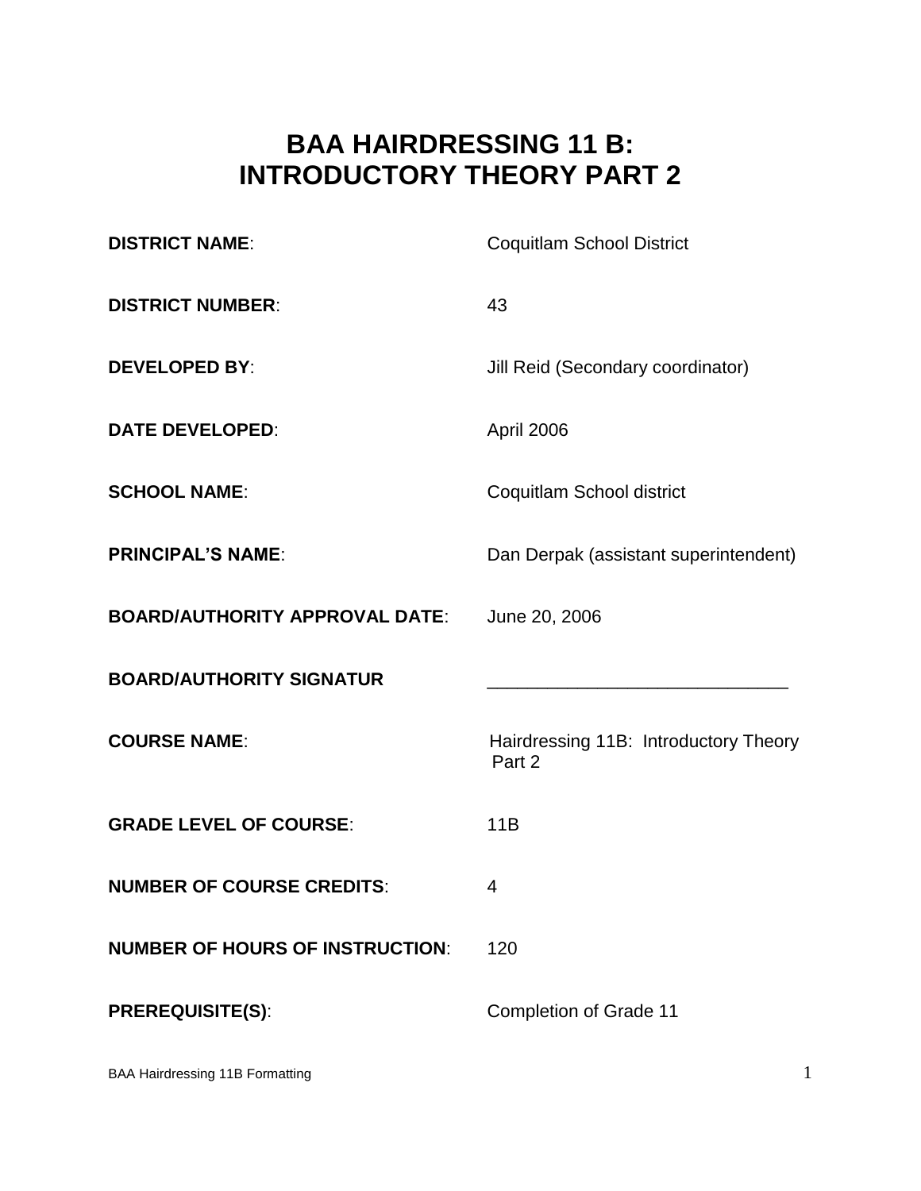# BAA HAIRDRESSING 11 B: INTRODUCTORY THEORY PART 2

| | |
|---|---|
| **DISTRICT NAME**: | Coquitlam School District |
| **DISTRICT NUMBER**: | 43 |
| **DEVELOPED BY**: | Jill Reid (Secondary coordinator) |
| **DATE DEVELOPED**: | April 2006 |
| **SCHOOL NAME**: | Coquitlam School district |
| **PRINCIPAL'S NAME**: | Dan Derpak (assistant superintendent) |
| **BOARD/AUTHORITY APPROVAL DATE**: | June 20, 2006 |
| **BOARD/AUTHORITY SIGNATUR** | ______________________________ |
| **COURSE NAME**: | Hairdressing 11B: Introductory Theory Part 2 |
| **GRADE LEVEL OF COURSE**: | 11B |
| **NUMBER OF COURSE CREDITS**: | 4 |
| **NUMBER OF HOURS OF INSTRUCTION**: | 120 |
| **PREREQUISITE(S)**: | Completion of Grade 11 |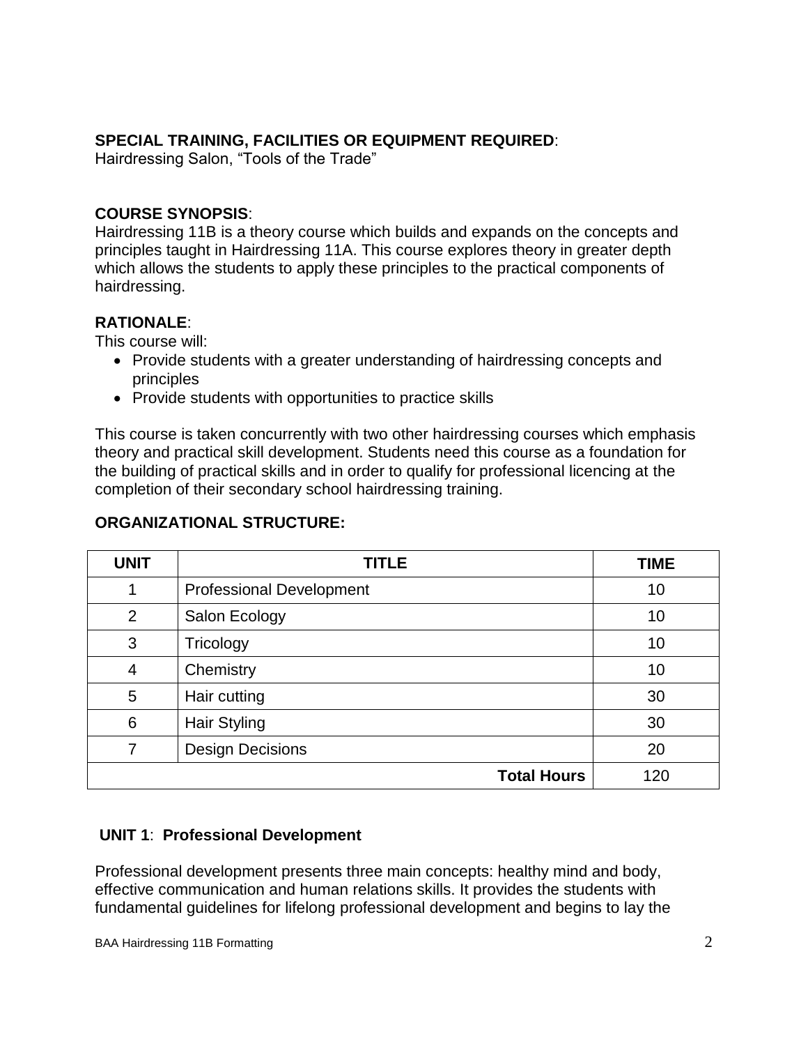**SPECIAL TRAINING, FACILITIES OR EQUIPMENT REQUIRED**:
Hairdressing Salon, "Tools of the Trade"

**COURSE SYNOPSIS**:
Hairdressing 11B is a theory course which builds and expands on the concepts and principles taught in Hairdressing 11A. This course explores theory in greater depth which allows the students to apply these principles to the practical components of hairdressing.

**RATIONALE**:
This course will:

- Provide students with a greater understanding of hairdressing concepts and principles
- Provide students with opportunities to practice skills

This course is taken concurrently with two other hairdressing courses which emphasis theory and practical skill development. Students need this course as a foundation for the building of practical skills and in order to qualify for professional licencing at the completion of their secondary school hairdressing training.

**ORGANIZATIONAL STRUCTURE:**

| UNIT | TITLE | TIME |
|---|---|---|
| 1 | Professional Development | 10 |
| 2 | Salon Ecology | 10 |
| 3 | Tricology | 10 |
| 4 | Chemistry | 10 |
| 5 | Hair cutting | 30 |
| 6 | Hair Styling | 30 |
| 7 | Design Decisions | 20 |
| | **Total Hours** | 120 |

**UNIT 1**: **Professional Development**

Professional development presents three main concepts: healthy mind and body, effective communication and human relations skills. It provides the students with fundamental guidelines for lifelong professional development and begins to lay the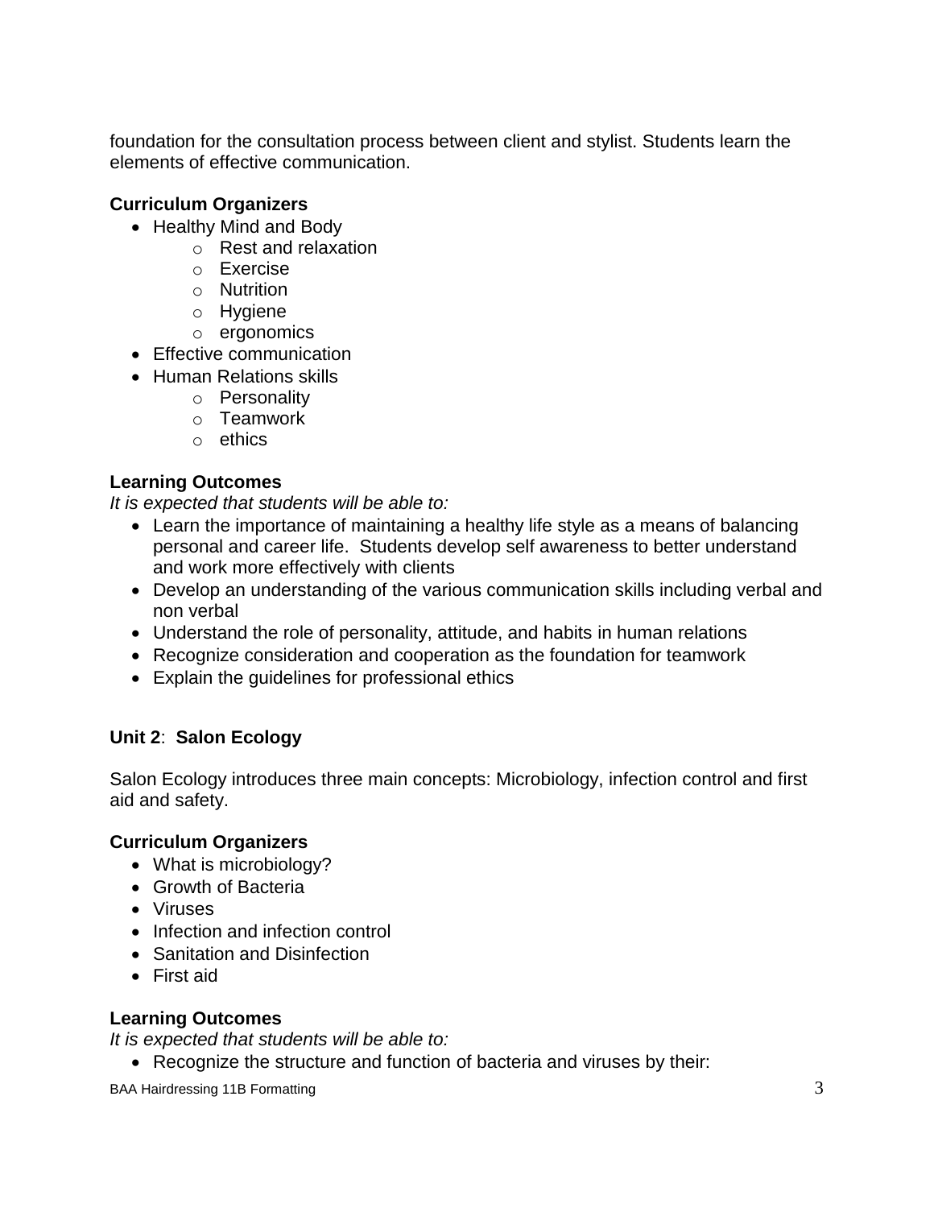foundation for the consultation process between client and stylist. Students learn the elements of effective communication.

**Curriculum Organizers**

- Healthy Mind and Body
    - Rest and relaxation
    - Exercise
    - Nutrition
    - Hygiene
    - ergonomics
- Effective communication
- Human Relations skills
    - Personality
    - Teamwork
    - ethics

**Learning Outcomes**

*It is expected that students will be able to:*

- Learn the importance of maintaining a healthy life style as a means of balancing personal and career life. Students develop self awareness to better understand and work more effectively with clients
- Develop an understanding of the various communication skills including verbal and non verbal
- Understand the role of personality, attitude, and habits in human relations
- Recognize consideration and cooperation as the foundation for teamwork
- Explain the guidelines for professional ethics

## Unit 2: Salon Ecology

Salon Ecology introduces three main concepts: Microbiology, infection control and first aid and safety.

**Curriculum Organizers**

- What is microbiology?
- Growth of Bacteria
- Viruses
- Infection and infection control
- Sanitation and Disinfection
- First aid

**Learning Outcomes**

*It is expected that students will be able to:*

- Recognize the structure and function of bacteria and viruses by their: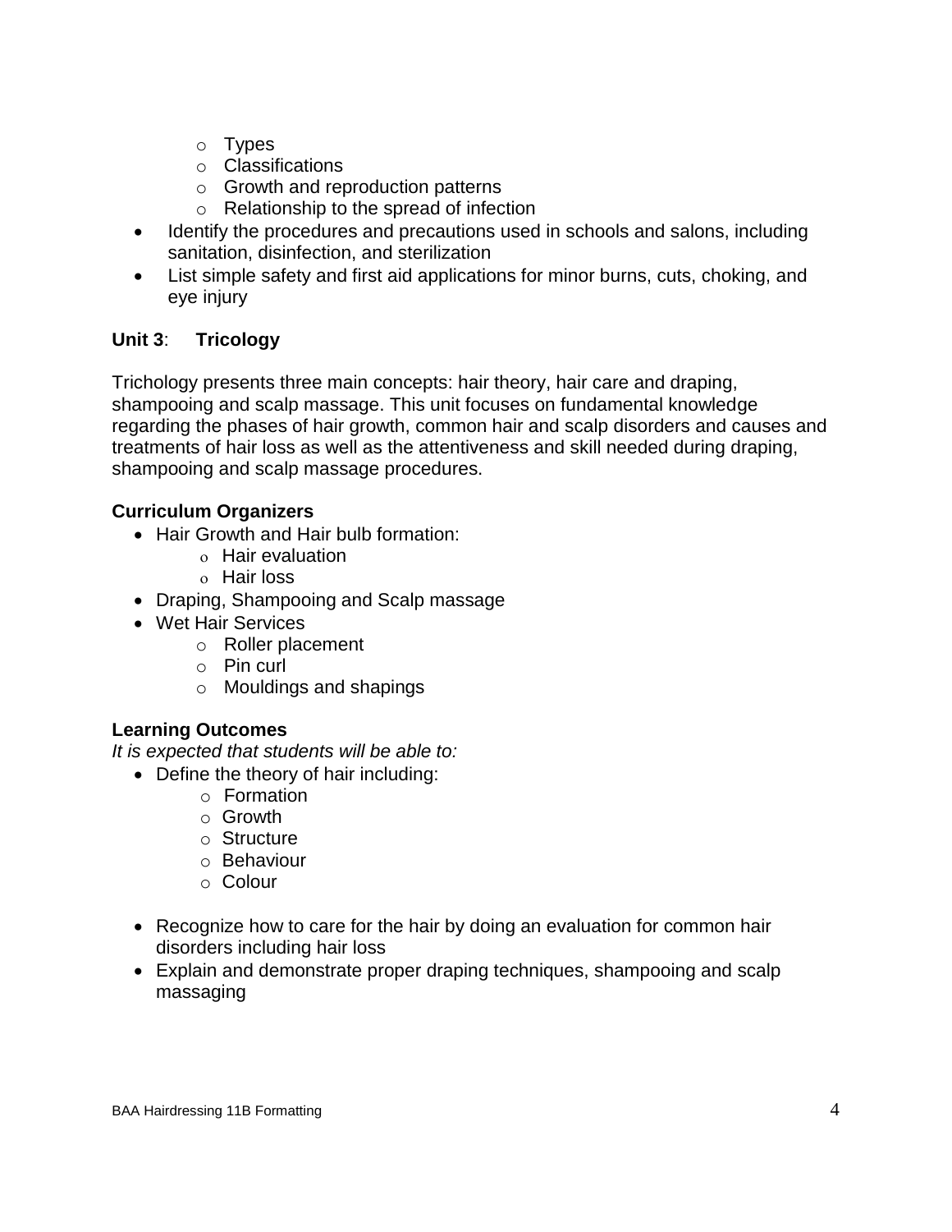- Types
- Classifications
- Growth and reproduction patterns
- Relationship to the spread of infection

- Identify the procedures and precautions used in schools and salons, including sanitation, disinfection, and sterilization
- List simple safety and first aid applications for minor burns, cuts, choking, and eye injury

### Unit 3: Tricology

Trichology presents three main concepts: hair theory, hair care and draping, shampooing and scalp massage. This unit focuses on fundamental knowledge regarding the phases of hair growth, common hair and scalp disorders and causes and treatments of hair loss as well as the attentiveness and skill needed during draping, shampooing and scalp massage procedures.

**Curriculum Organizers**

- Hair Growth and Hair bulb formation:
  - Hair evaluation
  - Hair loss
- Draping, Shampooing and Scalp massage
- Wet Hair Services
  - Roller placement
  - Pin curl
  - Mouldings and shapings

**Learning Outcomes**

*It is expected that students will be able to:*

- Define the theory of hair including:
  - Formation
  - Growth
  - Structure
  - Behaviour
  - Colour

- Recognize how to care for the hair by doing an evaluation for common hair disorders including hair loss
- Explain and demonstrate proper draping techniques, shampooing and scalp massaging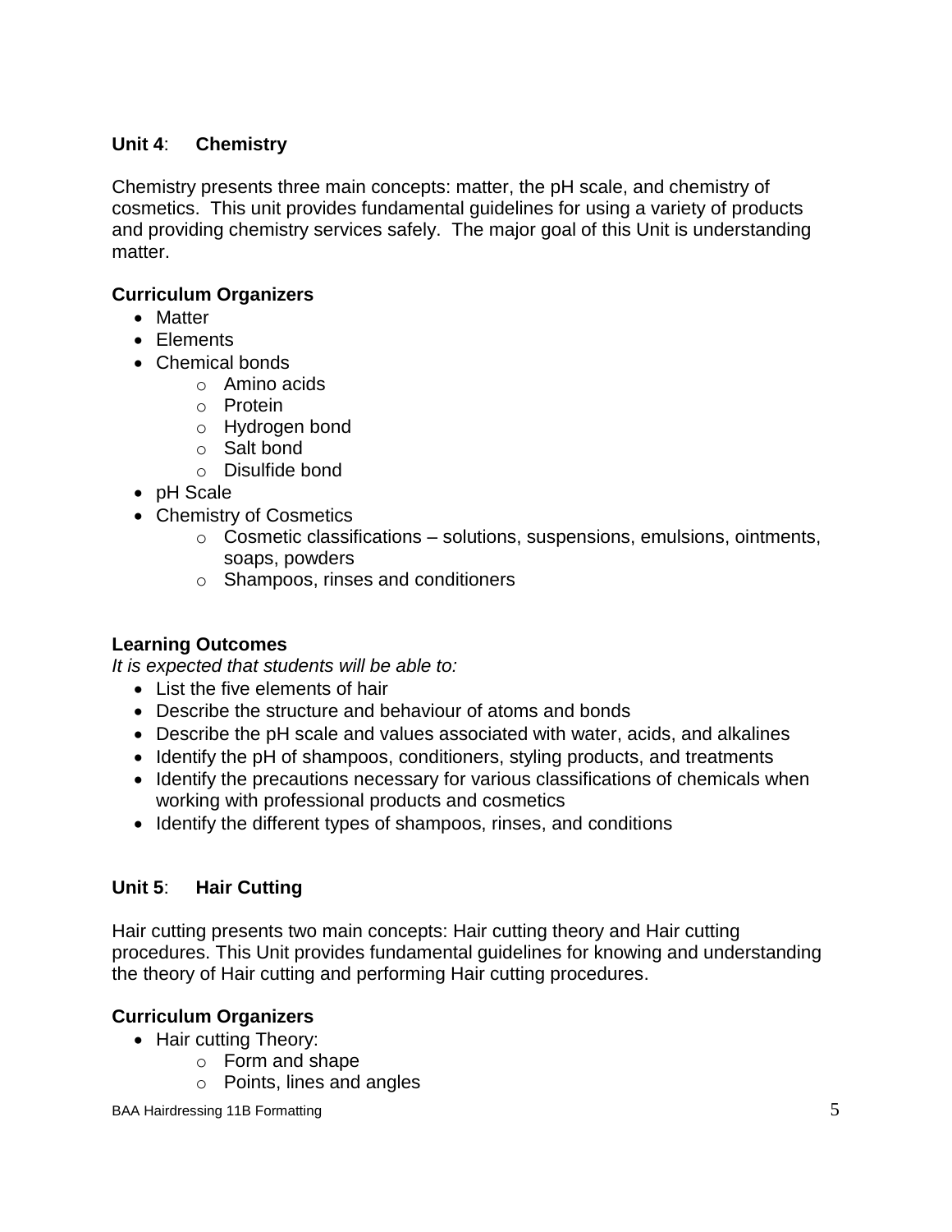**Unit 4**: **Chemistry**

Chemistry presents three main concepts: matter, the pH scale, and chemistry of cosmetics. This unit provides fundamental guidelines for using a variety of products and providing chemistry services safely. The major goal of this Unit is understanding matter.

**Curriculum Organizers**

- Matter
- Elements
- Chemical bonds
  - Amino acids
  - Protein
  - Hydrogen bond
  - Salt bond
  - Disulfide bond
- pH Scale
- Chemistry of Cosmetics
  - Cosmetic classifications – solutions, suspensions, emulsions, ointments, soaps, powders
  - Shampoos, rinses and conditioners

**Learning Outcomes**

*It is expected that students will be able to:*

- List the five elements of hair
- Describe the structure and behaviour of atoms and bonds
- Describe the pH scale and values associated with water, acids, and alkalines
- Identify the pH of shampoos, conditioners, styling products, and treatments
- Identify the precautions necessary for various classifications of chemicals when working with professional products and cosmetics
- Identify the different types of shampoos, rinses, and conditions

**Unit 5**: **Hair Cutting**

Hair cutting presents two main concepts: Hair cutting theory and Hair cutting procedures. This Unit provides fundamental guidelines for knowing and understanding the theory of Hair cutting and performing Hair cutting procedures.

**Curriculum Organizers**

- Hair cutting Theory:
  - Form and shape
  - Points, lines and angles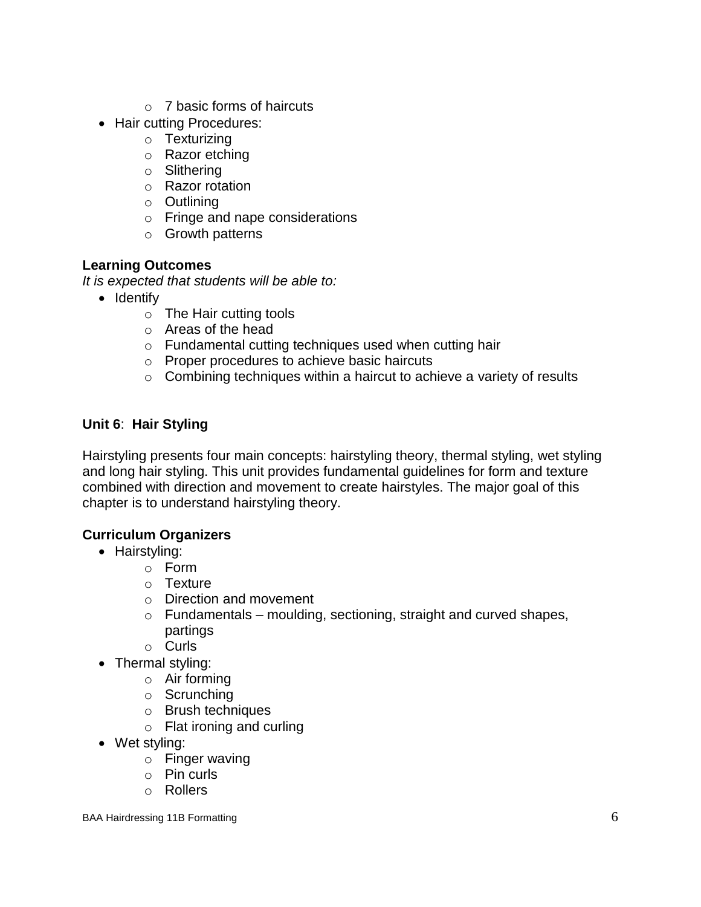- 7 basic forms of haircuts
- Hair cutting Procedures:
    - Texturizing
    - Razor etching
    - Slithering
    - Razor rotation
    - Outlining
    - Fringe and nape considerations
    - Growth patterns

**Learning Outcomes**

*It is expected that students will be able to:*

- Identify
    - The Hair cutting tools
    - Areas of the head
    - Fundamental cutting techniques used when cutting hair
    - Proper procedures to achieve basic haircuts
    - Combining techniques within a haircut to achieve a variety of results

## **Unit 6**: **Hair Styling**

Hairstyling presents four main concepts: hairstyling theory, thermal styling, wet styling and long hair styling. This unit provides fundamental guidelines for form and texture combined with direction and movement to create hairstyles. The major goal of this chapter is to understand hairstyling theory.

**Curriculum Organizers**

- Hairstyling:
    - Form
    - Texture
    - Direction and movement
    - Fundamentals – moulding, sectioning, straight and curved shapes, partings
    - Curls
- Thermal styling:
    - Air forming
    - Scrunching
    - Brush techniques
    - Flat ironing and curling
- Wet styling:
    - Finger waving
    - Pin curls
    - Rollers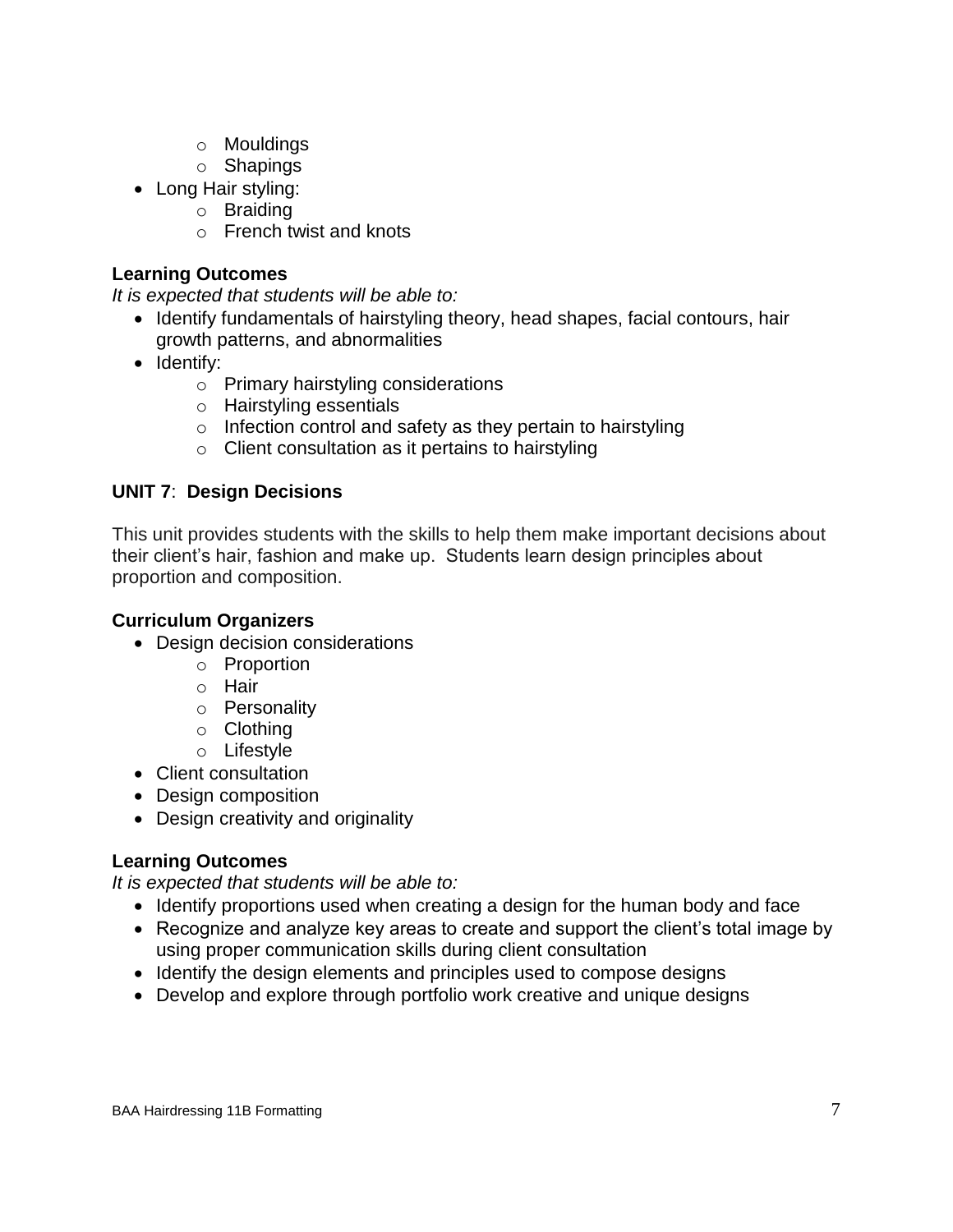- Mouldings
  - Shapings
- Long Hair styling:
  - Braiding
  - French twist and knots

**Learning Outcomes**

*It is expected that students will be able to:*

- Identify fundamentals of hairstyling theory, head shapes, facial contours, hair growth patterns, and abnormalities
- Identify:
  - Primary hairstyling considerations
  - Hairstyling essentials
  - Infection control and safety as they pertain to hairstyling
  - Client consultation as it pertains to hairstyling

### UNIT 7: Design Decisions

This unit provides students with the skills to help them make important decisions about their client's hair, fashion and make up. Students learn design principles about proportion and composition.

**Curriculum Organizers**

- Design decision considerations
  - Proportion
  - Hair
  - Personality
  - Clothing
  - Lifestyle
- Client consultation
- Design composition
- Design creativity and originality

**Learning Outcomes**

*It is expected that students will be able to:*

- Identify proportions used when creating a design for the human body and face
- Recognize and analyze key areas to create and support the client's total image by using proper communication skills during client consultation
- Identify the design elements and principles used to compose designs
- Develop and explore through portfolio work creative and unique designs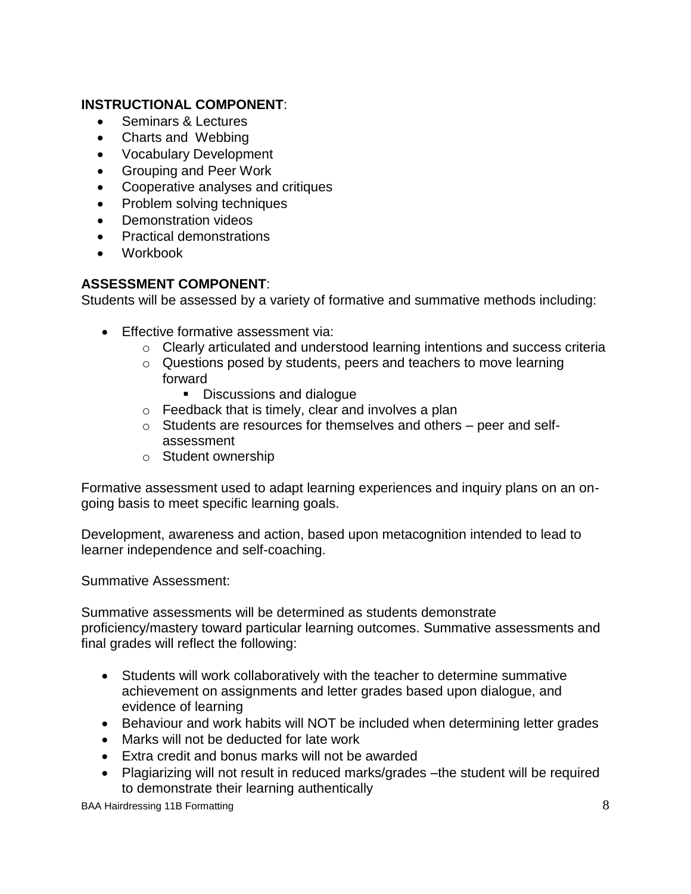**INSTRUCTIONAL COMPONENT**:

- Seminars & Lectures
- Charts and Webbing
- Vocabulary Development
- Grouping and Peer Work
- Cooperative analyses and critiques
- Problem solving techniques
- Demonstration videos
- Practical demonstrations
- Workbook

**ASSESSMENT COMPONENT**:

Students will be assessed by a variety of formative and summative methods including:

- Effective formative assessment via:
  - Clearly articulated and understood learning intentions and success criteria
  - Questions posed by students, peers and teachers to move learning forward
    - Discussions and dialogue
  - Feedback that is timely, clear and involves a plan
  - Students are resources for themselves and others – peer and self-assessment
  - Student ownership

Formative assessment used to adapt learning experiences and inquiry plans on an on-going basis to meet specific learning goals.

Development, awareness and action, based upon metacognition intended to lead to learner independence and self-coaching.

Summative Assessment:

Summative assessments will be determined as students demonstrate proficiency/mastery toward particular learning outcomes. Summative assessments and final grades will reflect the following:

- Students will work collaboratively with the teacher to determine summative achievement on assignments and letter grades based upon dialogue, and evidence of learning
- Behaviour and work habits will NOT be included when determining letter grades
- Marks will not be deducted for late work
- Extra credit and bonus marks will not be awarded
- Plagiarizing will not result in reduced marks/grades –the student will be required to demonstrate their learning authentically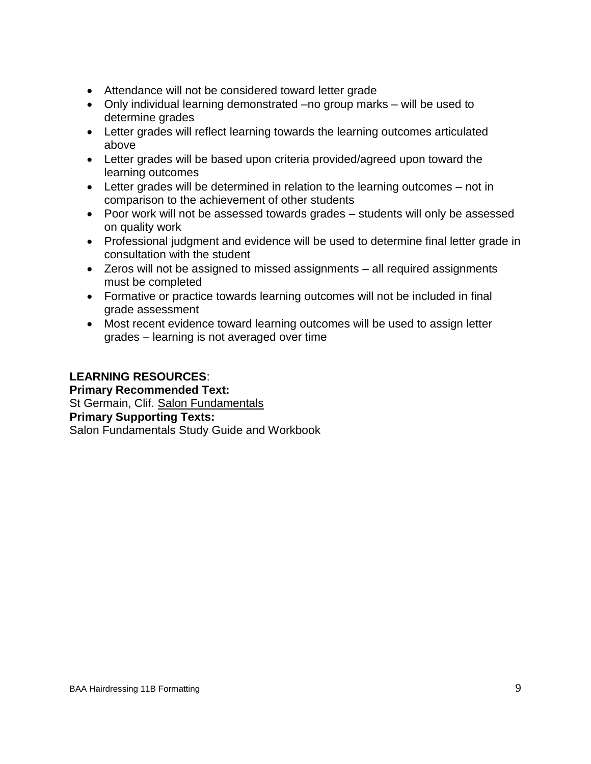- Attendance will not be considered toward letter grade
- Only individual learning demonstrated –no group marks – will be used to determine grades
- Letter grades will reflect learning towards the learning outcomes articulated above
- Letter grades will be based upon criteria provided/agreed upon toward the learning outcomes
- Letter grades will be determined in relation to the learning outcomes – not in comparison to the achievement of other students
- Poor work will not be assessed towards grades – students will only be assessed on quality work
- Professional judgment and evidence will be used to determine final letter grade in consultation with the student
- Zeros will not be assigned to missed assignments – all required assignments must be completed
- Formative or practice towards learning outcomes will not be included in final grade assessment
- Most recent evidence toward learning outcomes will be used to assign letter grades – learning is not averaged over time

**LEARNING RESOURCES**:
**Primary Recommended Text:**
St Germain, Clif. Salon Fundamentals
**Primary Supporting Texts:**
Salon Fundamentals Study Guide and Workbook